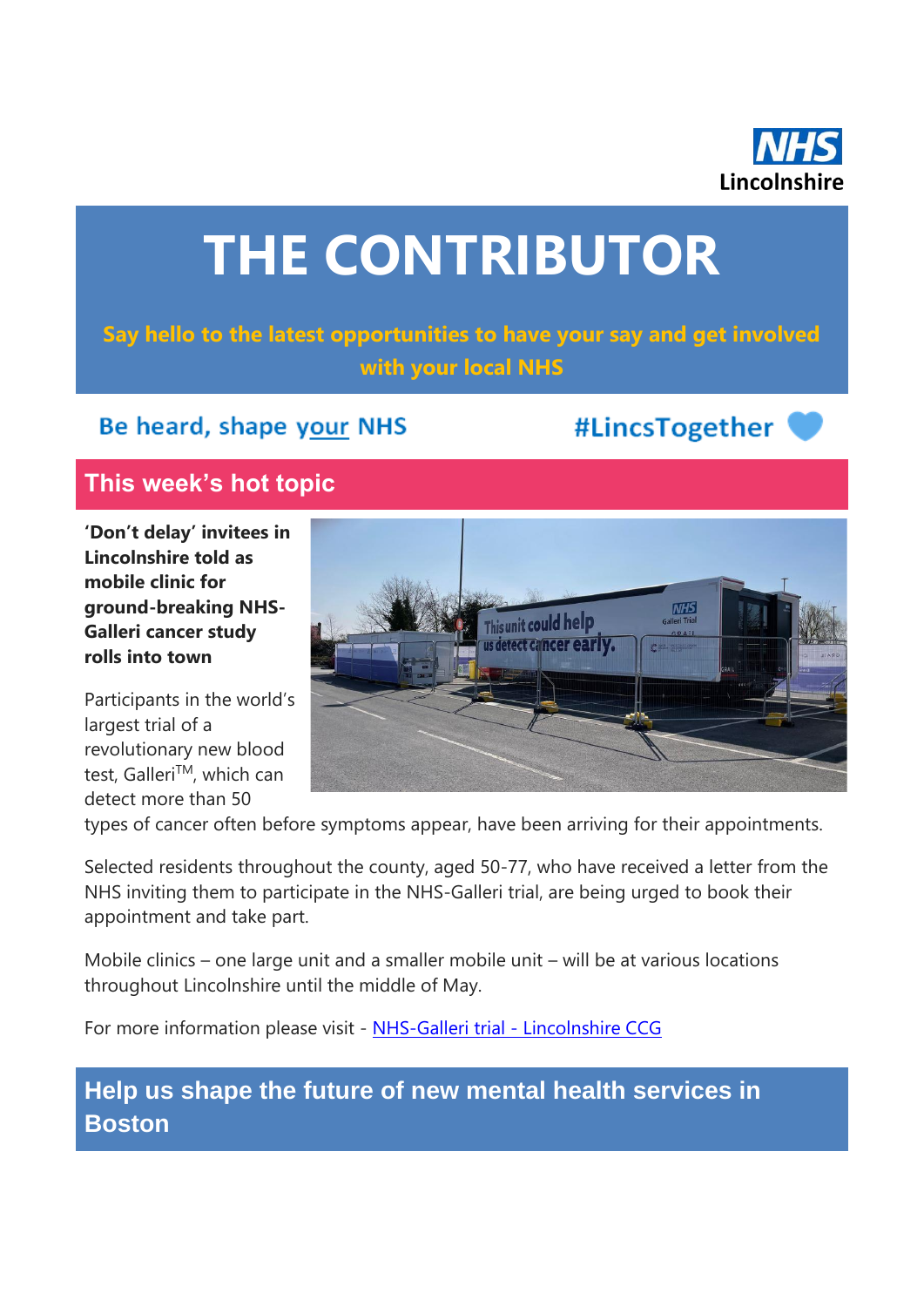NHS Lincolnshire

# THE CONTRIBUTOR

**Say hello to the latest opportunities to have your say and get involved with your local NHS**

Be heard, shape your NHS

#LincsTogether

## This week's hot topic

**'Don't delay' invitees in Lincolnshire told as mobile clinic for ground-breaking NHS-Galleri cancer study rolls into town**

Participants in the world's largest trial of a revolutionary new blood test, Galleri™, which can detect more than 50 types of cancer often before symptoms appear, have been arriving for their appointments.

Selected residents throughout the county, aged 50-77, who have received a letter from the NHS inviting them to participate in the NHS-Galleri trial, are being urged to book their appointment and take part.

Mobile clinics – one large unit and a smaller mobile unit – will be at various locations throughout Lincolnshire until the middle of May.

For more information please visit - [NHS-Galleri trial - Lincolnshire CCG]

## Help us shape the future of new mental health services in Boston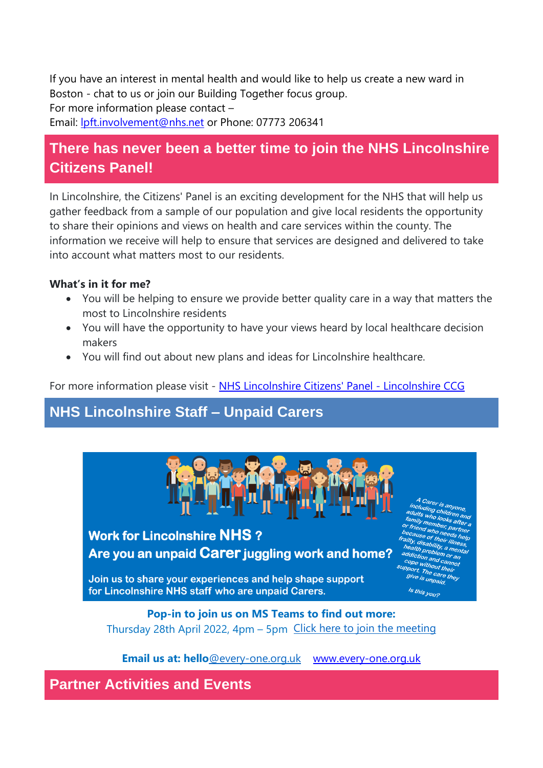If you have an interest in mental health and would like to help us create a new ward in Boston - chat to us or join our Building Together focus group.
For more information please contact –
Email: lpft.involvement@nhs.net or Phone: 07773 206341

## There has never been a better time to join the NHS Lincolnshire Citizens Panel!

In Lincolnshire, the Citizens' Panel is an exciting development for the NHS that will help us gather feedback from a sample of our population and give local residents the opportunity to share their opinions and views on health and care services within the county. The information we receive will help to ensure that services are designed and delivered to take into account what matters most to our residents.

**What's in it for me?**

- You will be helping to ensure we provide better quality care in a way that matters the most to Lincolnshire residents
- You will have the opportunity to have your views heard by local healthcare decision makers
- You will find out about new plans and ideas for Lincolnshire healthcare.

For more information please visit - NHS Lincolnshire Citizens' Panel - Lincolnshire CCG

## NHS Lincolnshire Staff – Unpaid Carers

**Work for Lincolnshire NHS ?**
**Are you an unpaid Carer juggling work and home?**

Join us to share your experiences and help shape support for Lincolnshire NHS staff who are unpaid Carers.

*A Carer is anyone, including children and adults who looks after a family member, partner or friend who needs help because of their illness, frailty, disability, a mental health problem or an addiction and cannot cope without their support. The care they give is unpaid.*

*Is this you?*

**Pop-in to join us on MS Teams to find out more:**
Thursday 28th April 2022, 4pm – 5pm Click here to join the meeting

**Email us at: hello**@every-one.org.uk www.every-one.org.uk

## Partner Activities and Events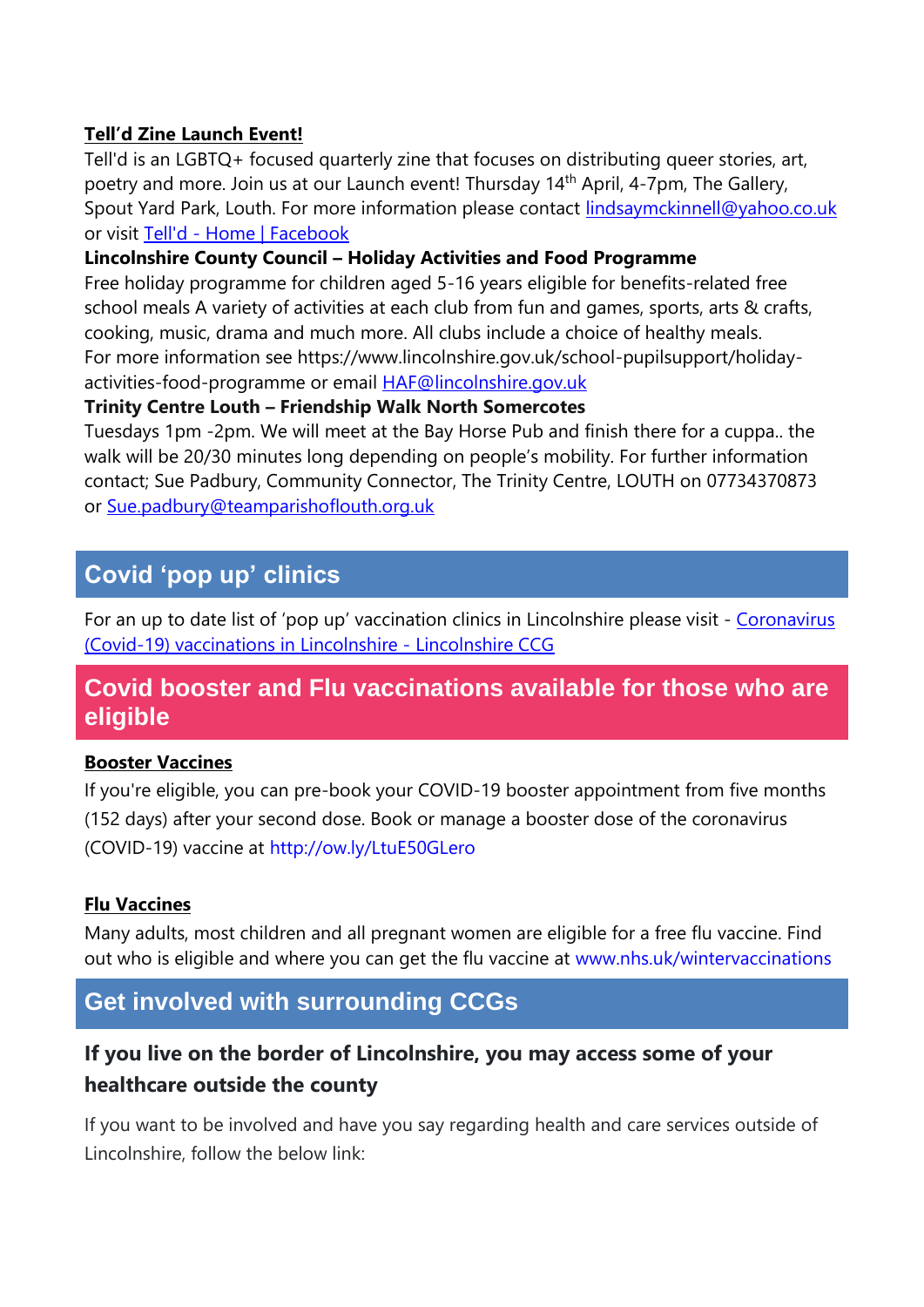**Tell'd Zine Launch Event!**

Tell'd is an LGBTQ+ focused quarterly zine that focuses on distributing queer stories, art, poetry and more. Join us at our Launch event! Thursday 14th April, 4-7pm, The Gallery, Spout Yard Park, Louth. For more information please contact lindsaymckinnell@yahoo.co.uk or visit Tell'd - Home | Facebook

**Lincolnshire County Council – Holiday Activities and Food Programme**

Free holiday programme for children aged 5-16 years eligible for benefits-related free school meals A variety of activities at each club from fun and games, sports, arts & crafts, cooking, music, drama and much more. All clubs include a choice of healthy meals. For more information see https://www.lincolnshire.gov.uk/school-pupilsupport/holiday-activities-food-programme or email HAF@lincolnshire.gov.uk

**Trinity Centre Louth – Friendship Walk North Somercotes**

Tuesdays 1pm -2pm. We will meet at the Bay Horse Pub and finish there for a cuppa.. the walk will be 20/30 minutes long depending on people's mobility. For further information contact; Sue Padbury, Community Connector, The Trinity Centre, LOUTH on 07734370873 or Sue.padbury@teamparishoflouth.org.uk

## Covid 'pop up' clinics

For an up to date list of 'pop up' vaccination clinics in Lincolnshire please visit - Coronavirus (Covid-19) vaccinations in Lincolnshire - Lincolnshire CCG

## Covid booster and Flu vaccinations available for those who are eligible

**Booster Vaccines**

If you're eligible, you can pre-book your COVID-19 booster appointment from five months (152 days) after your second dose. Book or manage a booster dose of the coronavirus (COVID-19) vaccine at http://ow.ly/LtuE50GLero

**Flu Vaccines**

Many adults, most children and all pregnant women are eligible for a free flu vaccine. Find out who is eligible and where you can get the flu vaccine at www.nhs.uk/wintervaccinations

## Get involved with surrounding CCGs

### If you live on the border of Lincolnshire, you may access some of your healthcare outside the county

If you want to be involved and have you say regarding health and care services outside of Lincolnshire, follow the below link: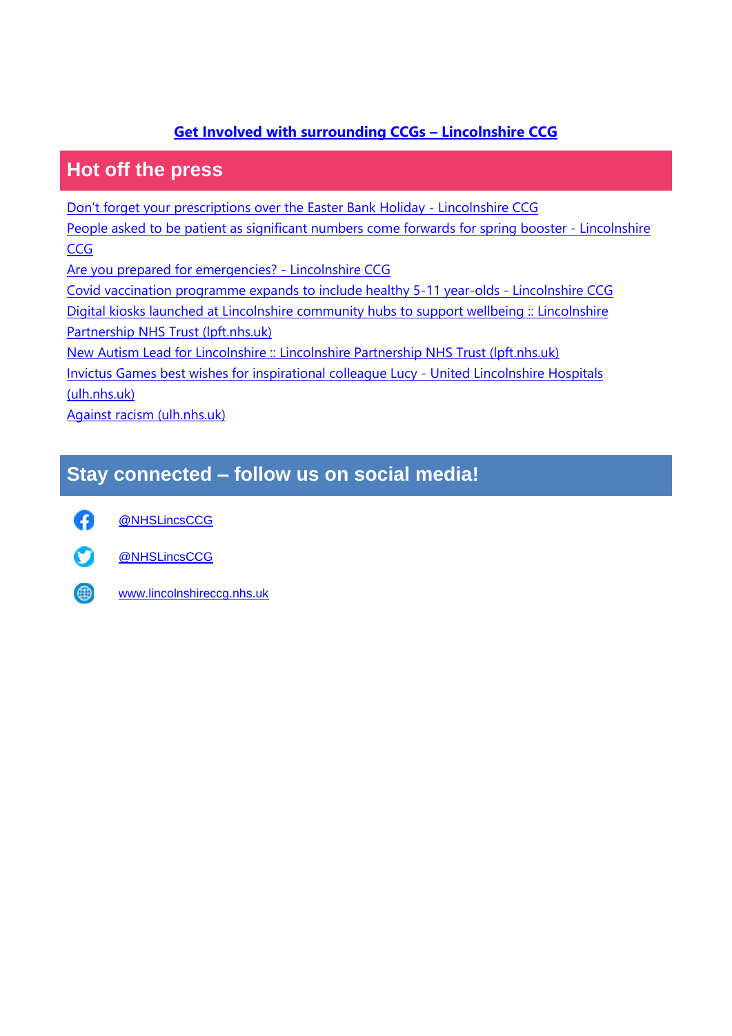**Get Involved with surrounding CCGs – Lincolnshire CCG**

## Hot off the press

Don't forget your prescriptions over the Easter Bank Holiday - Lincolnshire CCG
People asked to be patient as significant numbers come forwards for spring booster - Lincolnshire CCG
Are you prepared for emergencies? - Lincolnshire CCG
Covid vaccination programme expands to include healthy 5-11 year-olds - Lincolnshire CCG
Digital kiosks launched at Lincolnshire community hubs to support wellbeing :: Lincolnshire Partnership NHS Trust (lpft.nhs.uk)
New Autism Lead for Lincolnshire :: Lincolnshire Partnership NHS Trust (lpft.nhs.uk)
Invictus Games best wishes for inspirational colleague Lucy - United Lincolnshire Hospitals (ulh.nhs.uk)
Against racism (ulh.nhs.uk)

## Stay connected – follow us on social media!

@NHSLincsCCG

@NHSLincsCCG

www.lincolnshireccg.nhs.uk